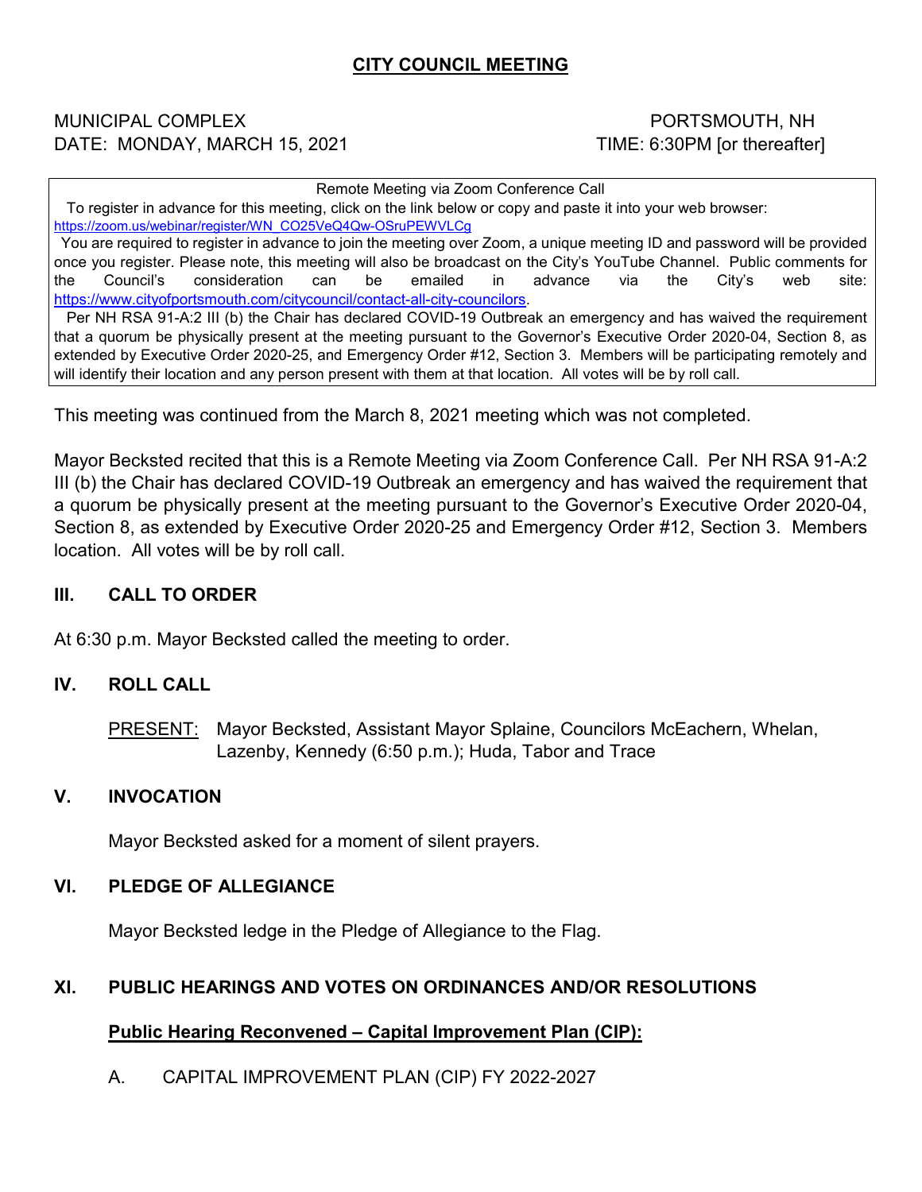# CITY COUNCIL MEETING

MUNICIPAL COMPLEX PORTSMOUTH, NH
DATE: MONDAY, MARCH 15, 2021 TIME: 6:30PM [or thereafter]

> Remote Meeting via Zoom Conference Call
>
> To register in advance for this meeting, click on the link below or copy and paste it into your web browser: https://zoom.us/webinar/register/WN_CO25VeQ4Qw-OSruPEWVLCg
>
> You are required to register in advance to join the meeting over Zoom, a unique meeting ID and password will be provided once you register. Please note, this meeting will also be broadcast on the City's YouTube Channel. Public comments for the Council's consideration can be emailed in advance via the City's web site: https://www.cityofportsmouth.com/citycouncil/contact-all-city-councilors.
>
> Per NH RSA 91-A:2 III (b) the Chair has declared COVID-19 Outbreak an emergency and has waived the requirement that a quorum be physically present at the meeting pursuant to the Governor's Executive Order 2020-04, Section 8, as extended by Executive Order 2020-25, and Emergency Order #12, Section 3. Members will be participating remotely and will identify their location and any person present with them at that location. All votes will be by roll call.

This meeting was continued from the March 8, 2021 meeting which was not completed.

Mayor Becksted recited that this is a Remote Meeting via Zoom Conference Call. Per NH RSA 91-A:2 III (b) the Chair has declared COVID-19 Outbreak an emergency and has waived the requirement that a quorum be physically present at the meeting pursuant to the Governor's Executive Order 2020-04, Section 8, as extended by Executive Order 2020-25 and Emergency Order #12, Section 3. Members location. All votes will be by roll call.

## III. CALL TO ORDER

At 6:30 p.m. Mayor Becksted called the meeting to order.

## IV. ROLL CALL

PRESENT: Mayor Becksted, Assistant Mayor Splaine, Councilors McEachern, Whelan, Lazenby, Kennedy (6:50 p.m.); Huda, Tabor and Trace

## V. INVOCATION

Mayor Becksted asked for a moment of silent prayers.

## VI. PLEDGE OF ALLEGIANCE

Mayor Becksted ledge in the Pledge of Allegiance to the Flag.

## XI. PUBLIC HEARINGS AND VOTES ON ORDINANCES AND/OR RESOLUTIONS

### Public Hearing Reconvened – Capital Improvement Plan (CIP):

A. CAPITAL IMPROVEMENT PLAN (CIP) FY 2022-2027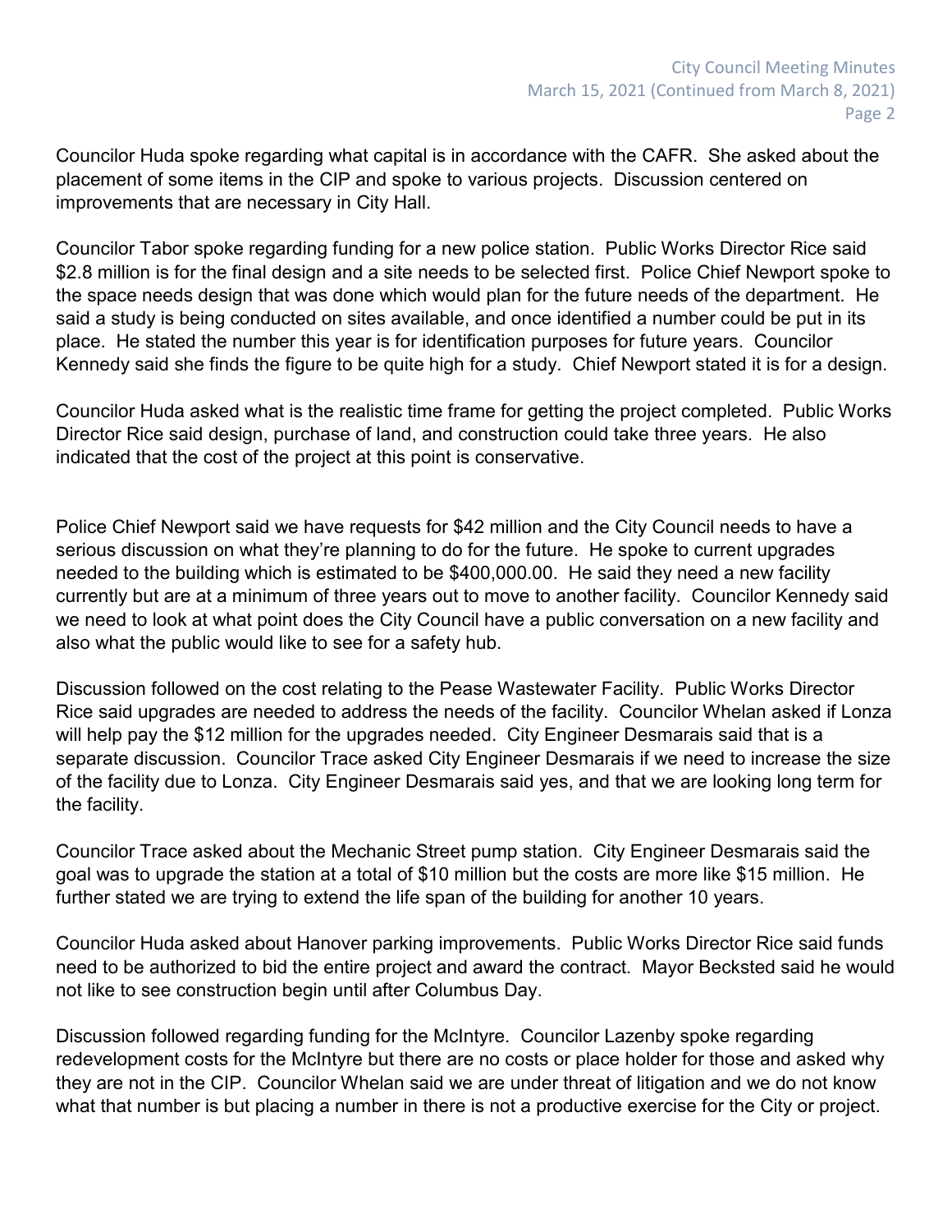Councilor Huda spoke regarding what capital is in accordance with the CAFR. She asked about the placement of some items in the CIP and spoke to various projects. Discussion centered on improvements that are necessary in City Hall.

Councilor Tabor spoke regarding funding for a new police station. Public Works Director Rice said $2.8 million is for the final design and a site needs to be selected first. Police Chief Newport spoke to the space needs design that was done which would plan for the future needs of the department. He said a study is being conducted on sites available, and once identified a number could be put in its place. He stated the number this year is for identification purposes for future years. Councilor Kennedy said she finds the figure to be quite high for a study. Chief Newport stated it is for a design.

Councilor Huda asked what is the realistic time frame for getting the project completed. Public Works Director Rice said design, purchase of land, and construction could take three years. He also indicated that the cost of the project at this point is conservative.

Police Chief Newport said we have requests for $42 million and the City Council needs to have a serious discussion on what they're planning to do for the future. He spoke to current upgrades needed to the building which is estimated to be $400,000.00. He said they need a new facility currently but are at a minimum of three years out to move to another facility. Councilor Kennedy said we need to look at what point does the City Council have a public conversation on a new facility and also what the public would like to see for a safety hub.

Discussion followed on the cost relating to the Pease Wastewater Facility. Public Works Director Rice said upgrades are needed to address the needs of the facility. Councilor Whelan asked if Lonza will help pay the $12 million for the upgrades needed. City Engineer Desmarais said that is a separate discussion. Councilor Trace asked City Engineer Desmarais if we need to increase the size of the facility due to Lonza. City Engineer Desmarais said yes, and that we are looking long term for the facility.

Councilor Trace asked about the Mechanic Street pump station. City Engineer Desmarais said the goal was to upgrade the station at a total of $10 million but the costs are more like $15 million. He further stated we are trying to extend the life span of the building for another 10 years.

Councilor Huda asked about Hanover parking improvements. Public Works Director Rice said funds need to be authorized to bid the entire project and award the contract. Mayor Becksted said he would not like to see construction begin until after Columbus Day.

Discussion followed regarding funding for the McIntyre. Councilor Lazenby spoke regarding redevelopment costs for the McIntyre but there are no costs or place holder for those and asked why they are not in the CIP. Councilor Whelan said we are under threat of litigation and we do not know what that number is but placing a number in there is not a productive exercise for the City or project.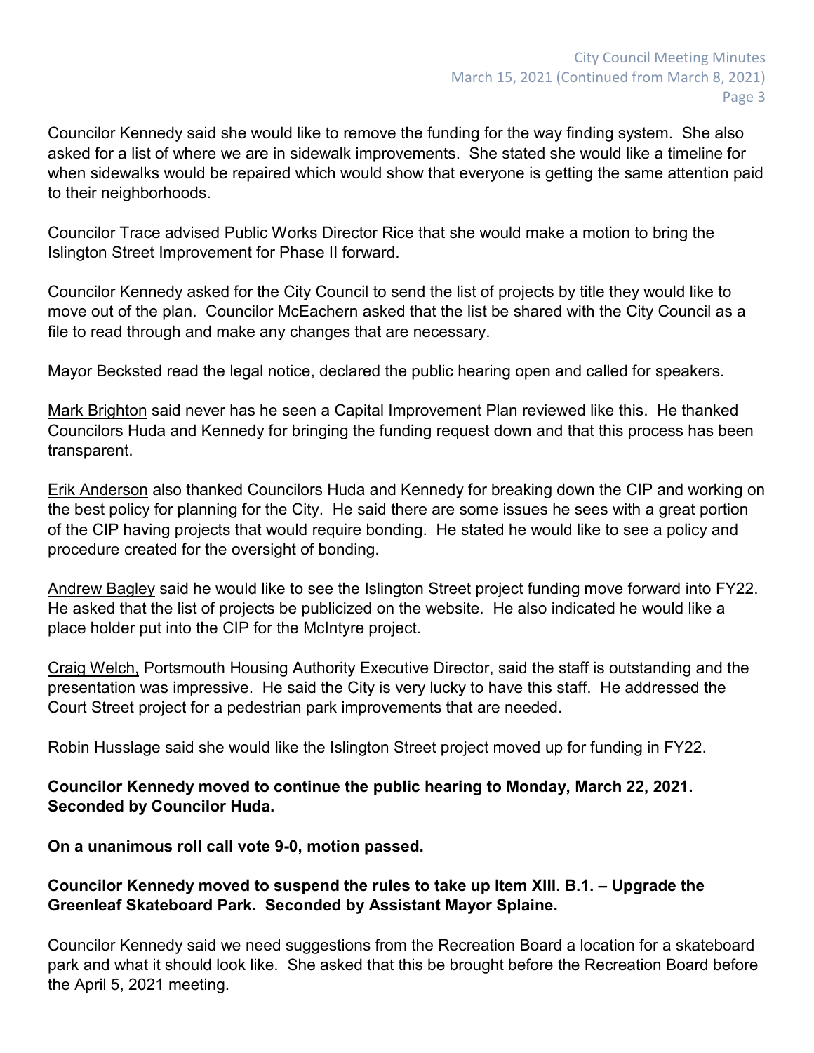Councilor Kennedy said she would like to remove the funding for the way finding system. She also asked for a list of where we are in sidewalk improvements. She stated she would like a timeline for when sidewalks would be repaired which would show that everyone is getting the same attention paid to their neighborhoods.

Councilor Trace advised Public Works Director Rice that she would make a motion to bring the Islington Street Improvement for Phase II forward.

Councilor Kennedy asked for the City Council to send the list of projects by title they would like to move out of the plan. Councilor McEachern asked that the list be shared with the City Council as a file to read through and make any changes that are necessary.

Mayor Becksted read the legal notice, declared the public hearing open and called for speakers.

Mark Brighton said never has he seen a Capital Improvement Plan reviewed like this. He thanked Councilors Huda and Kennedy for bringing the funding request down and that this process has been transparent.

Erik Anderson also thanked Councilors Huda and Kennedy for breaking down the CIP and working on the best policy for planning for the City. He said there are some issues he sees with a great portion of the CIP having projects that would require bonding. He stated he would like to see a policy and procedure created for the oversight of bonding.

Andrew Bagley said he would like to see the Islington Street project funding move forward into FY22. He asked that the list of projects be publicized on the website. He also indicated he would like a place holder put into the CIP for the McIntyre project.

Craig Welch, Portsmouth Housing Authority Executive Director, said the staff is outstanding and the presentation was impressive. He said the City is very lucky to have this staff. He addressed the Court Street project for a pedestrian park improvements that are needed.

Robin Husslage said she would like the Islington Street project moved up for funding in FY22.

**Councilor Kennedy moved to continue the public hearing to Monday, March 22, 2021. Seconded by Councilor Huda.**

**On a unanimous roll call vote 9-0, motion passed.**

**Councilor Kennedy moved to suspend the rules to take up Item XIII. B.1. – Upgrade the Greenleaf Skateboard Park. Seconded by Assistant Mayor Splaine.**

Councilor Kennedy said we need suggestions from the Recreation Board a location for a skateboard park and what it should look like. She asked that this be brought before the Recreation Board before the April 5, 2021 meeting.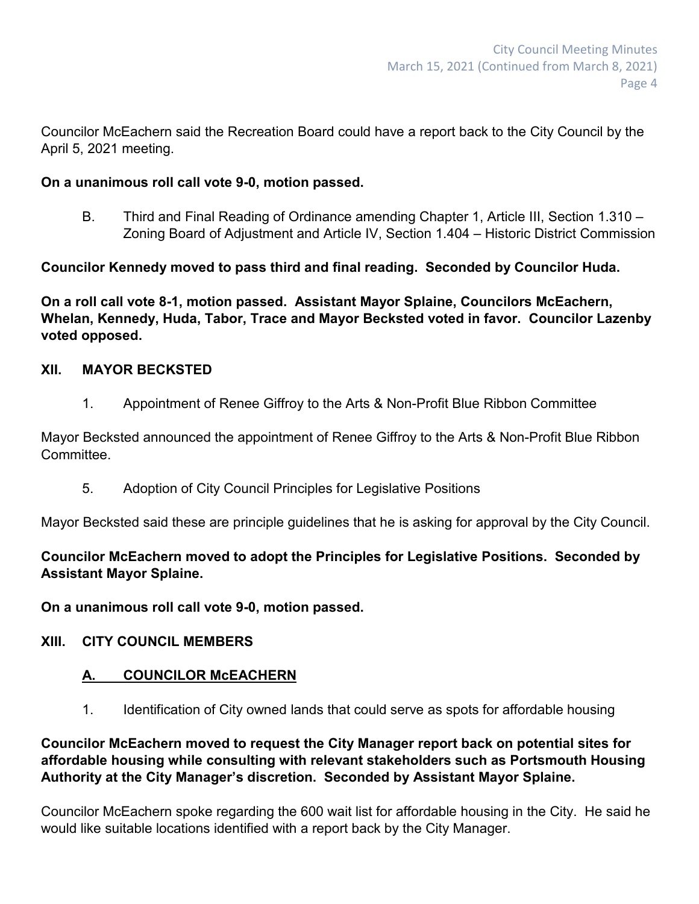Councilor McEachern said the Recreation Board could have a report back to the City Council by the April 5, 2021 meeting.

**On a unanimous roll call vote 9-0, motion passed.**

B. Third and Final Reading of Ordinance amending Chapter 1, Article III, Section 1.310 – Zoning Board of Adjustment and Article IV, Section 1.404 – Historic District Commission

**Councilor Kennedy moved to pass third and final reading. Seconded by Councilor Huda.**

**On a roll call vote 8-1, motion passed. Assistant Mayor Splaine, Councilors McEachern, Whelan, Kennedy, Huda, Tabor, Trace and Mayor Becksted voted in favor. Councilor Lazenby voted opposed.**

## XII. MAYOR BECKSTED

1. Appointment of Renee Giffroy to the Arts & Non-Profit Blue Ribbon Committee

Mayor Becksted announced the appointment of Renee Giffroy to the Arts & Non-Profit Blue Ribbon Committee.

5. Adoption of City Council Principles for Legislative Positions

Mayor Becksted said these are principle guidelines that he is asking for approval by the City Council.

**Councilor McEachern moved to adopt the Principles for Legislative Positions. Seconded by Assistant Mayor Splaine.**

**On a unanimous roll call vote 9-0, motion passed.**

## XIII. CITY COUNCIL MEMBERS

### A. COUNCILOR McEACHERN

1. Identification of City owned lands that could serve as spots for affordable housing

**Councilor McEachern moved to request the City Manager report back on potential sites for affordable housing while consulting with relevant stakeholders such as Portsmouth Housing Authority at the City Manager's discretion. Seconded by Assistant Mayor Splaine.**

Councilor McEachern spoke regarding the 600 wait list for affordable housing in the City. He said he would like suitable locations identified with a report back by the City Manager.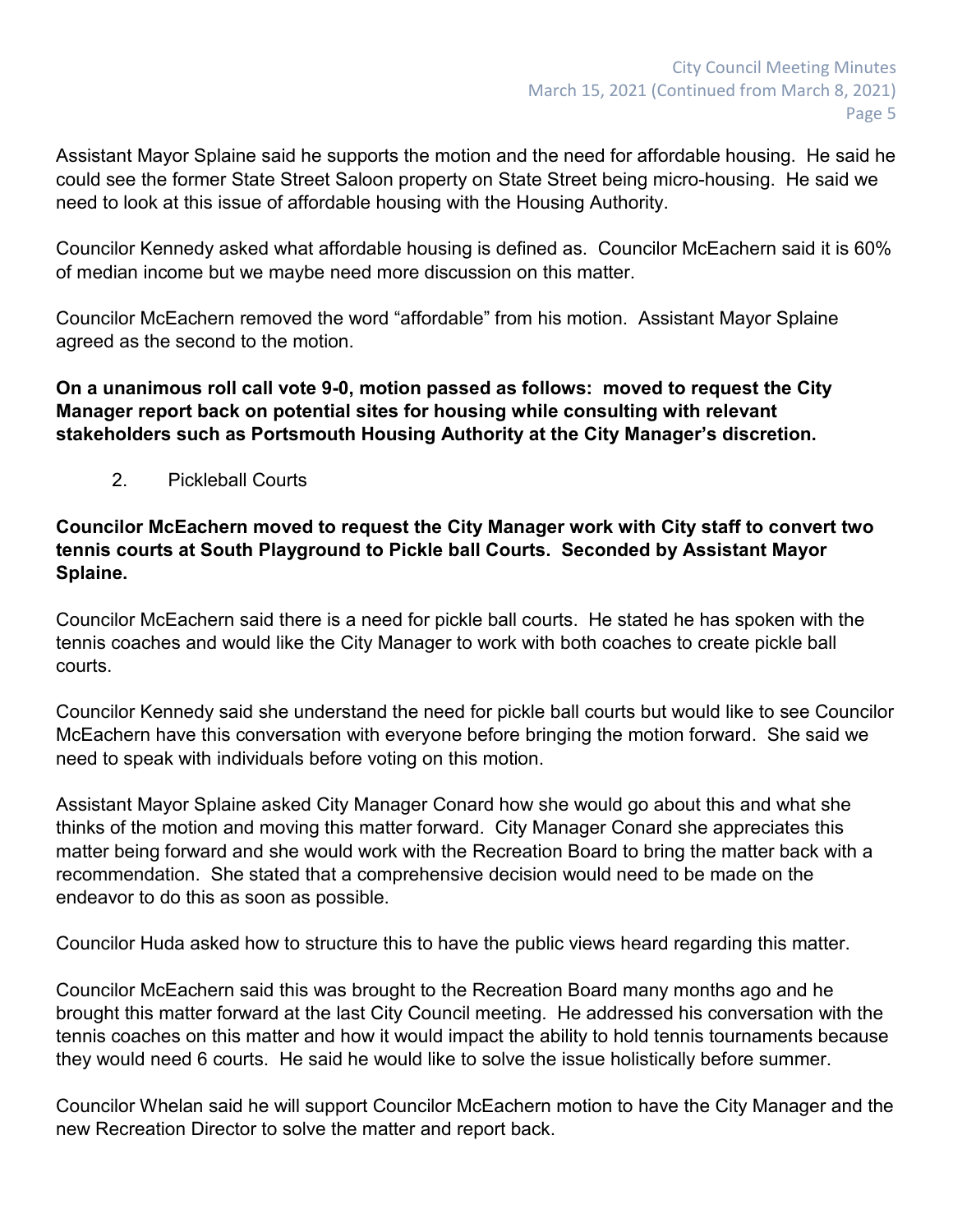Assistant Mayor Splaine said he supports the motion and the need for affordable housing. He said he could see the former State Street Saloon property on State Street being micro-housing. He said we need to look at this issue of affordable housing with the Housing Authority.

Councilor Kennedy asked what affordable housing is defined as. Councilor McEachern said it is 60% of median income but we maybe need more discussion on this matter.

Councilor McEachern removed the word "affordable" from his motion. Assistant Mayor Splaine agreed as the second to the motion.

**On a unanimous roll call vote 9-0, motion passed as follows: moved to request the City Manager report back on potential sites for housing while consulting with relevant stakeholders such as Portsmouth Housing Authority at the City Manager's discretion.**

2. Pickleball Courts

**Councilor McEachern moved to request the City Manager work with City staff to convert two tennis courts at South Playground to Pickle ball Courts. Seconded by Assistant Mayor Splaine.**

Councilor McEachern said there is a need for pickle ball courts. He stated he has spoken with the tennis coaches and would like the City Manager to work with both coaches to create pickle ball courts.

Councilor Kennedy said she understand the need for pickle ball courts but would like to see Councilor McEachern have this conversation with everyone before bringing the motion forward. She said we need to speak with individuals before voting on this motion.

Assistant Mayor Splaine asked City Manager Conard how she would go about this and what she thinks of the motion and moving this matter forward. City Manager Conard she appreciates this matter being forward and she would work with the Recreation Board to bring the matter back with a recommendation. She stated that a comprehensive decision would need to be made on the endeavor to do this as soon as possible.

Councilor Huda asked how to structure this to have the public views heard regarding this matter.

Councilor McEachern said this was brought to the Recreation Board many months ago and he brought this matter forward at the last City Council meeting. He addressed his conversation with the tennis coaches on this matter and how it would impact the ability to hold tennis tournaments because they would need 6 courts. He said he would like to solve the issue holistically before summer.

Councilor Whelan said he will support Councilor McEachern motion to have the City Manager and the new Recreation Director to solve the matter and report back.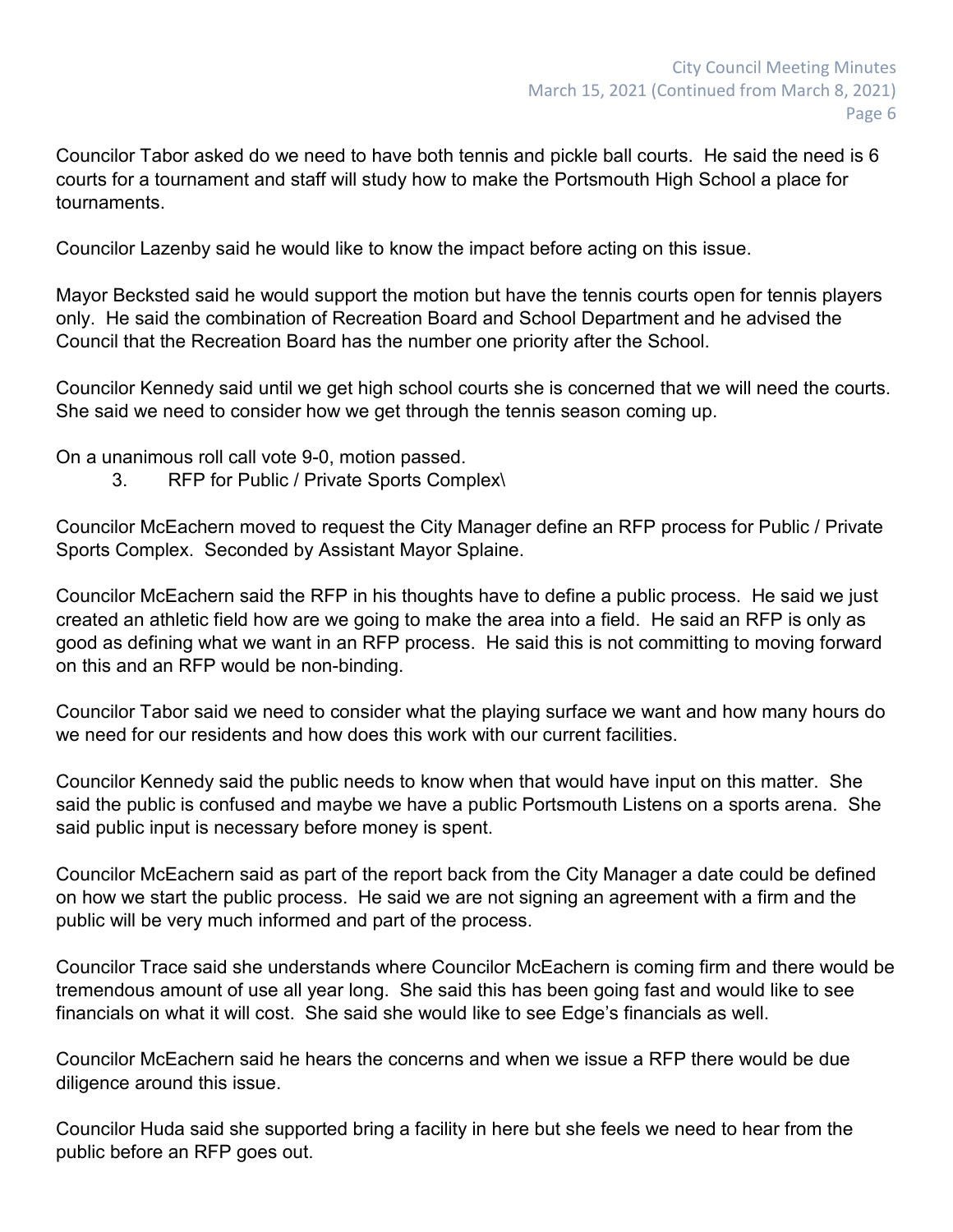Councilor Tabor asked do we need to have both tennis and pickle ball courts. He said the need is 6 courts for a tournament and staff will study how to make the Portsmouth High School a place for tournaments.

Councilor Lazenby said he would like to know the impact before acting on this issue.

Mayor Becksted said he would support the motion but have the tennis courts open for tennis players only. He said the combination of Recreation Board and School Department and he advised the Council that the Recreation Board has the number one priority after the School.

Councilor Kennedy said until we get high school courts she is concerned that we will need the courts. She said we need to consider how we get through the tennis season coming up.

On a unanimous roll call vote 9-0, motion passed.

3. RFP for Public / Private Sports Complex\

Councilor McEachern moved to request the City Manager define an RFP process for Public / Private Sports Complex. Seconded by Assistant Mayor Splaine.

Councilor McEachern said the RFP in his thoughts have to define a public process. He said we just created an athletic field how are we going to make the area into a field. He said an RFP is only as good as defining what we want in an RFP process. He said this is not committing to moving forward on this and an RFP would be non-binding.

Councilor Tabor said we need to consider what the playing surface we want and how many hours do we need for our residents and how does this work with our current facilities.

Councilor Kennedy said the public needs to know when that would have input on this matter. She said the public is confused and maybe we have a public Portsmouth Listens on a sports arena. She said public input is necessary before money is spent.

Councilor McEachern said as part of the report back from the City Manager a date could be defined on how we start the public process. He said we are not signing an agreement with a firm and the public will be very much informed and part of the process.

Councilor Trace said she understands where Councilor McEachern is coming firm and there would be tremendous amount of use all year long. She said this has been going fast and would like to see financials on what it will cost. She said she would like to see Edge's financials as well.

Councilor McEachern said he hears the concerns and when we issue a RFP there would be due diligence around this issue.

Councilor Huda said she supported bring a facility in here but she feels we need to hear from the public before an RFP goes out.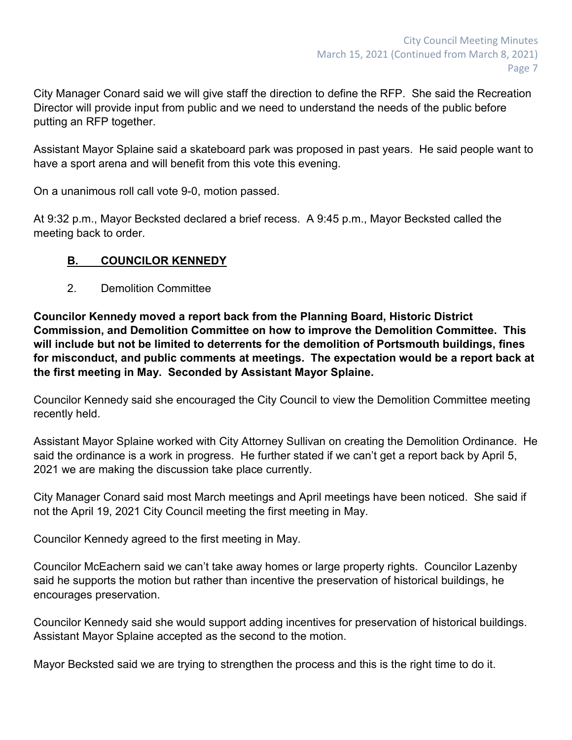City Manager Conard said we will give staff the direction to define the RFP. She said the Recreation Director will provide input from public and we need to understand the needs of the public before putting an RFP together.

Assistant Mayor Splaine said a skateboard park was proposed in past years. He said people want to have a sport arena and will benefit from this vote this evening.

On a unanimous roll call vote 9-0, motion passed.

At 9:32 p.m., Mayor Becksted declared a brief recess. A 9:45 p.m., Mayor Becksted called the meeting back to order.

**B. COUNCILOR KENNEDY**

2. Demolition Committee

**Councilor Kennedy moved a report back from the Planning Board, Historic District Commission, and Demolition Committee on how to improve the Demolition Committee. This will include but not be limited to deterrents for the demolition of Portsmouth buildings, fines for misconduct, and public comments at meetings. The expectation would be a report back at the first meeting in May. Seconded by Assistant Mayor Splaine.**

Councilor Kennedy said she encouraged the City Council to view the Demolition Committee meeting recently held.

Assistant Mayor Splaine worked with City Attorney Sullivan on creating the Demolition Ordinance. He said the ordinance is a work in progress. He further stated if we can't get a report back by April 5, 2021 we are making the discussion take place currently.

City Manager Conard said most March meetings and April meetings have been noticed. She said if not the April 19, 2021 City Council meeting the first meeting in May.

Councilor Kennedy agreed to the first meeting in May.

Councilor McEachern said we can't take away homes or large property rights. Councilor Lazenby said he supports the motion but rather than incentive the preservation of historical buildings, he encourages preservation.

Councilor Kennedy said she would support adding incentives for preservation of historical buildings. Assistant Mayor Splaine accepted as the second to the motion.

Mayor Becksted said we are trying to strengthen the process and this is the right time to do it.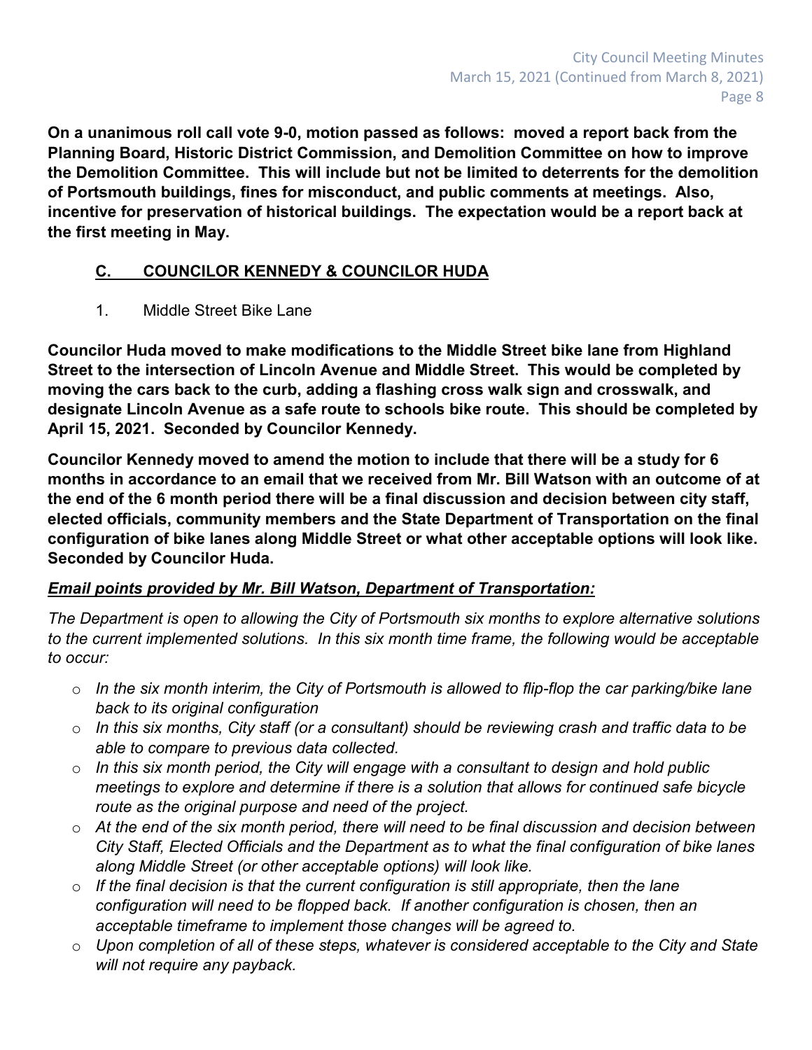**On a unanimous roll call vote 9-0, motion passed as follows: moved a report back from the Planning Board, Historic District Commission, and Demolition Committee on how to improve the Demolition Committee. This will include but not be limited to deterrents for the demolition of Portsmouth buildings, fines for misconduct, and public comments at meetings. Also, incentive for preservation of historical buildings. The expectation would be a report back at the first meeting in May.**

## C. COUNCILOR KENNEDY & COUNCILOR HUDA

1. Middle Street Bike Lane

**Councilor Huda moved to make modifications to the Middle Street bike lane from Highland Street to the intersection of Lincoln Avenue and Middle Street. This would be completed by moving the cars back to the curb, adding a flashing cross walk sign and crosswalk, and designate Lincoln Avenue as a safe route to schools bike route. This should be completed by April 15, 2021. Seconded by Councilor Kennedy.**

**Councilor Kennedy moved to amend the motion to include that there will be a study for 6 months in accordance to an email that we received from Mr. Bill Watson with an outcome of at the end of the 6 month period there will be a final discussion and decision between city staff, elected officials, community members and the State Department of Transportation on the final configuration of bike lanes along Middle Street or what other acceptable options will look like. Seconded by Councilor Huda.**

***Email points provided by Mr. Bill Watson, Department of Transportation:***

*The Department is open to allowing the City of Portsmouth six months to explore alternative solutions to the current implemented solutions. In this six month time frame, the following would be acceptable to occur:*

- *In the six month interim, the City of Portsmouth is allowed to flip-flop the car parking/bike lane back to its original configuration*
- *In this six months, City staff (or a consultant) should be reviewing crash and traffic data to be able to compare to previous data collected.*
- *In this six month period, the City will engage with a consultant to design and hold public meetings to explore and determine if there is a solution that allows for continued safe bicycle route as the original purpose and need of the project.*
- *At the end of the six month period, there will need to be final discussion and decision between City Staff, Elected Officials and the Department as to what the final configuration of bike lanes along Middle Street (or other acceptable options) will look like.*
- *If the final decision is that the current configuration is still appropriate, then the lane configuration will need to be flopped back. If another configuration is chosen, then an acceptable timeframe to implement those changes will be agreed to.*
- *Upon completion of all of these steps, whatever is considered acceptable to the City and State will not require any payback.*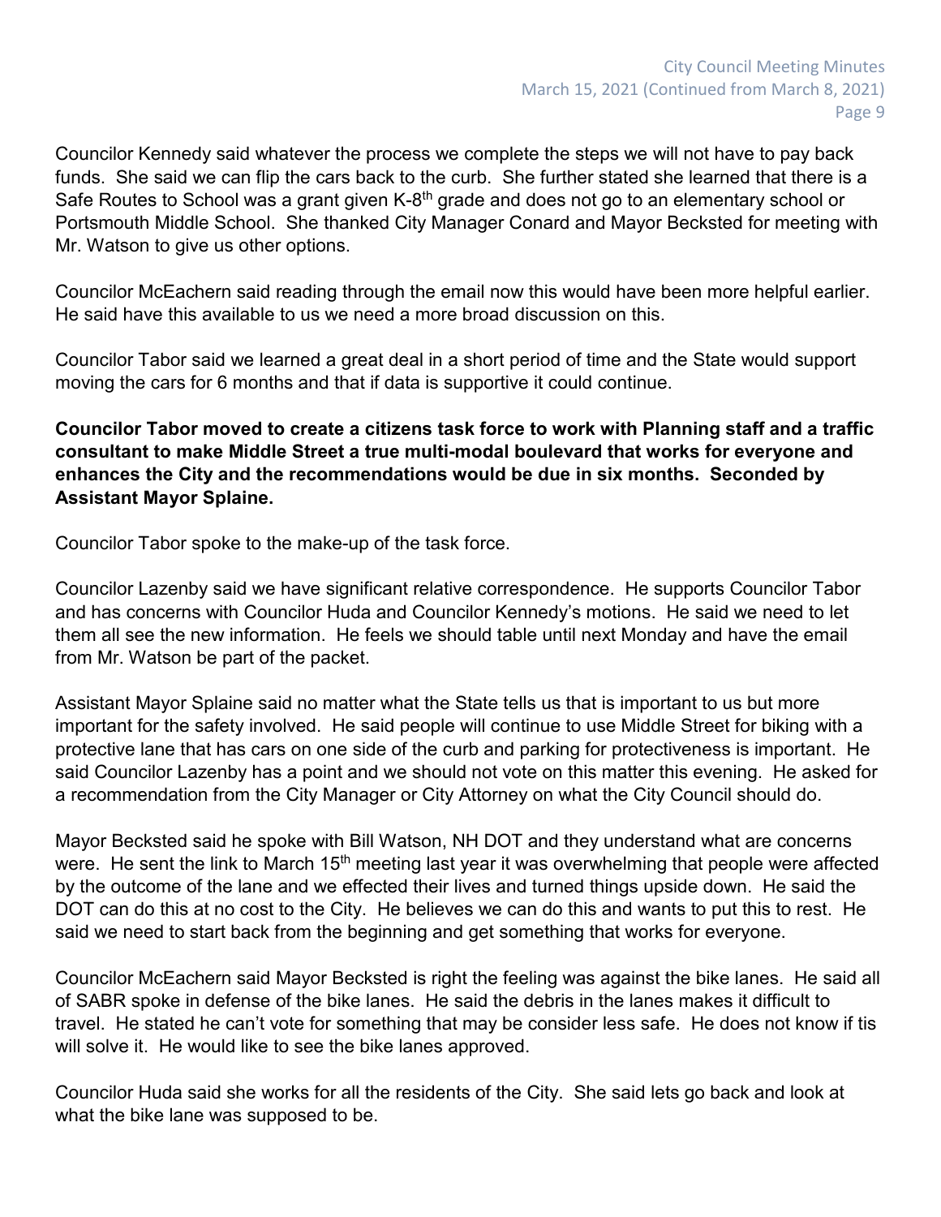Councilor Kennedy said whatever the process we complete the steps we will not have to pay back funds. She said we can flip the cars back to the curb. She further stated she learned that there is a Safe Routes to School was a grant given K-8th grade and does not go to an elementary school or Portsmouth Middle School. She thanked City Manager Conard and Mayor Becksted for meeting with Mr. Watson to give us other options.

Councilor McEachern said reading through the email now this would have been more helpful earlier. He said have this available to us we need a more broad discussion on this.

Councilor Tabor said we learned a great deal in a short period of time and the State would support moving the cars for 6 months and that if data is supportive it could continue.

**Councilor Tabor moved to create a citizens task force to work with Planning staff and a traffic consultant to make Middle Street a true multi-modal boulevard that works for everyone and enhances the City and the recommendations would be due in six months. Seconded by Assistant Mayor Splaine.**

Councilor Tabor spoke to the make-up of the task force.

Councilor Lazenby said we have significant relative correspondence. He supports Councilor Tabor and has concerns with Councilor Huda and Councilor Kennedy's motions. He said we need to let them all see the new information. He feels we should table until next Monday and have the email from Mr. Watson be part of the packet.

Assistant Mayor Splaine said no matter what the State tells us that is important to us but more important for the safety involved. He said people will continue to use Middle Street for biking with a protective lane that has cars on one side of the curb and parking for protectiveness is important. He said Councilor Lazenby has a point and we should not vote on this matter this evening. He asked for a recommendation from the City Manager or City Attorney on what the City Council should do.

Mayor Becksted said he spoke with Bill Watson, NH DOT and they understand what are concerns were. He sent the link to March 15th meeting last year it was overwhelming that people were affected by the outcome of the lane and we effected their lives and turned things upside down. He said the DOT can do this at no cost to the City. He believes we can do this and wants to put this to rest. He said we need to start back from the beginning and get something that works for everyone.

Councilor McEachern said Mayor Becksted is right the feeling was against the bike lanes. He said all of SABR spoke in defense of the bike lanes. He said the debris in the lanes makes it difficult to travel. He stated he can't vote for something that may be consider less safe. He does not know if tis will solve it. He would like to see the bike lanes approved.

Councilor Huda said she works for all the residents of the City. She said lets go back and look at what the bike lane was supposed to be.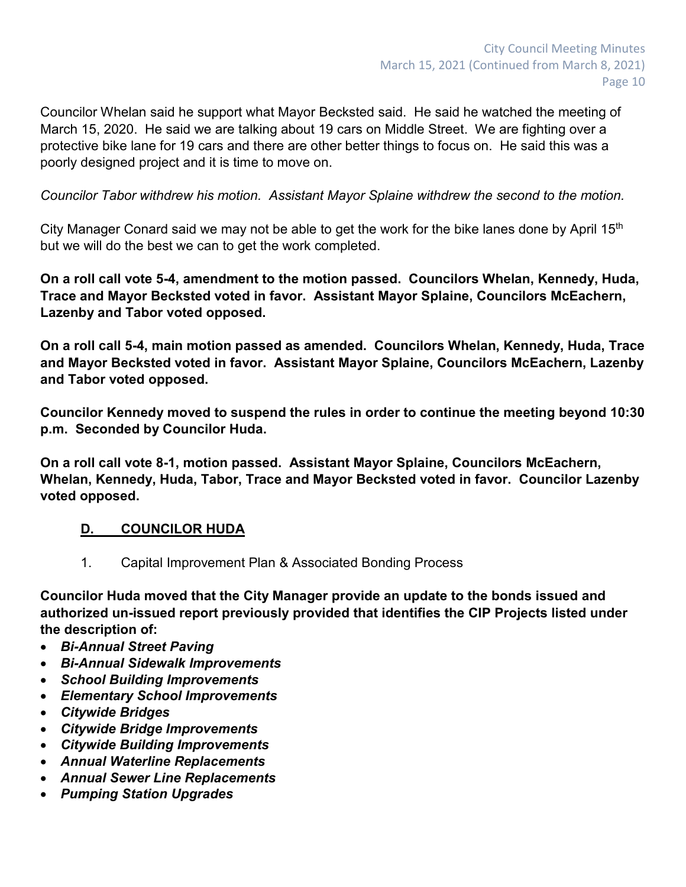Councilor Whelan said he support what Mayor Becksted said. He said he watched the meeting of March 15, 2020. He said we are talking about 19 cars on Middle Street. We are fighting over a protective bike lane for 19 cars and there are other better things to focus on. He said this was a poorly designed project and it is time to move on.

*Councilor Tabor withdrew his motion. Assistant Mayor Splaine withdrew the second to the motion.*

City Manager Conard said we may not be able to get the work for the bike lanes done by April 15th but we will do the best we can to get the work completed.

**On a roll call vote 5-4, amendment to the motion passed. Councilors Whelan, Kennedy, Huda, Trace and Mayor Becksted voted in favor. Assistant Mayor Splaine, Councilors McEachern, Lazenby and Tabor voted opposed.**

**On a roll call 5-4, main motion passed as amended. Councilors Whelan, Kennedy, Huda, Trace and Mayor Becksted voted in favor. Assistant Mayor Splaine, Councilors McEachern, Lazenby and Tabor voted opposed.**

**Councilor Kennedy moved to suspend the rules in order to continue the meeting beyond 10:30 p.m. Seconded by Councilor Huda.**

**On a roll call vote 8-1, motion passed. Assistant Mayor Splaine, Councilors McEachern, Whelan, Kennedy, Huda, Tabor, Trace and Mayor Becksted voted in favor. Councilor Lazenby voted opposed.**

### D. COUNCILOR HUDA

1. Capital Improvement Plan & Associated Bonding Process

**Councilor Huda moved that the City Manager provide an update to the bonds issued and authorized un-issued report previously provided that identifies the CIP Projects listed under the description of:**

- ***Bi-Annual Street Paving***
- ***Bi-Annual Sidewalk Improvements***
- ***School Building Improvements***
- ***Elementary School Improvements***
- ***Citywide Bridges***
- ***Citywide Bridge Improvements***
- ***Citywide Building Improvements***
- ***Annual Waterline Replacements***
- ***Annual Sewer Line Replacements***
- ***Pumping Station Upgrades***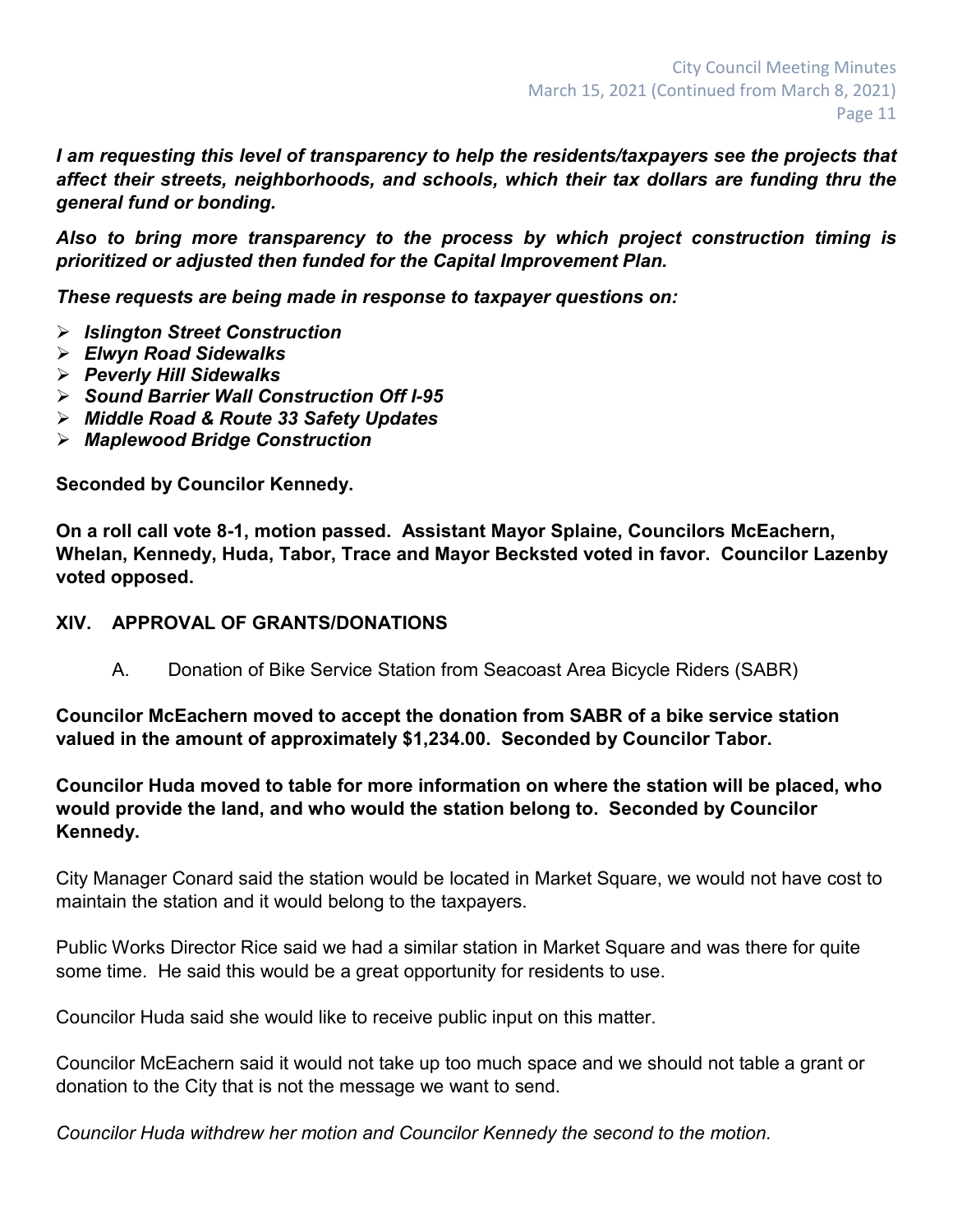***I am requesting this level of transparency to help the residents/taxpayers see the projects that affect their streets, neighborhoods, and schools, which their tax dollars are funding thru the general fund or bonding.***

***Also to bring more transparency to the process by which project construction timing is prioritized or adjusted then funded for the Capital Improvement Plan.***

***These requests are being made in response to taxpayer questions on:***

- ***Islington Street Construction***
- ***Elwyn Road Sidewalks***
- ***Peverly Hill Sidewalks***
- ***Sound Barrier Wall Construction Off I-95***
- ***Middle Road & Route 33 Safety Updates***
- ***Maplewood Bridge Construction***

**Seconded by Councilor Kennedy.**

**On a roll call vote 8-1, motion passed. Assistant Mayor Splaine, Councilors McEachern, Whelan, Kennedy, Huda, Tabor, Trace and Mayor Becksted voted in favor. Councilor Lazenby voted opposed.**

## XIV. APPROVAL OF GRANTS/DONATIONS

A. Donation of Bike Service Station from Seacoast Area Bicycle Riders (SABR)

**Councilor McEachern moved to accept the donation from SABR of a bike service station valued in the amount of approximately $1,234.00. Seconded by Councilor Tabor.**

**Councilor Huda moved to table for more information on where the station will be placed, who would provide the land, and who would the station belong to. Seconded by Councilor Kennedy.**

City Manager Conard said the station would be located in Market Square, we would not have cost to maintain the station and it would belong to the taxpayers.

Public Works Director Rice said we had a similar station in Market Square and was there for quite some time. He said this would be a great opportunity for residents to use.

Councilor Huda said she would like to receive public input on this matter.

Councilor McEachern said it would not take up too much space and we should not table a grant or donation to the City that is not the message we want to send.

*Councilor Huda withdrew her motion and Councilor Kennedy the second to the motion.*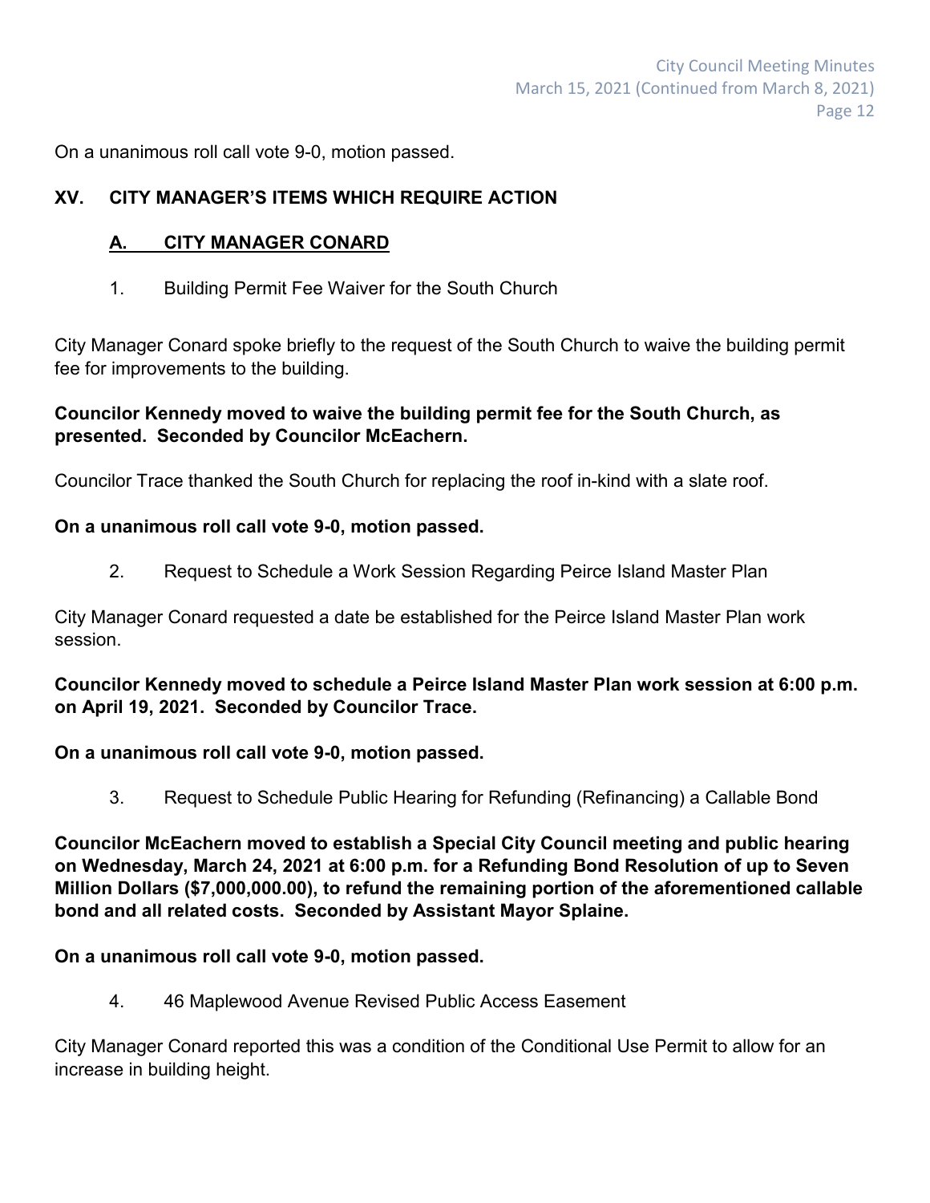On a unanimous roll call vote 9-0, motion passed.

## XV. CITY MANAGER'S ITEMS WHICH REQUIRE ACTION

### A. CITY MANAGER CONARD

1. Building Permit Fee Waiver for the South Church

City Manager Conard spoke briefly to the request of the South Church to waive the building permit fee for improvements to the building.

**Councilor Kennedy moved to waive the building permit fee for the South Church, as presented. Seconded by Councilor McEachern.**

Councilor Trace thanked the South Church for replacing the roof in-kind with a slate roof.

**On a unanimous roll call vote 9-0, motion passed.**

2. Request to Schedule a Work Session Regarding Peirce Island Master Plan

City Manager Conard requested a date be established for the Peirce Island Master Plan work session.

**Councilor Kennedy moved to schedule a Peirce Island Master Plan work session at 6:00 p.m. on April 19, 2021. Seconded by Councilor Trace.**

**On a unanimous roll call vote 9-0, motion passed.**

3. Request to Schedule Public Hearing for Refunding (Refinancing) a Callable Bond

**Councilor McEachern moved to establish a Special City Council meeting and public hearing on Wednesday, March 24, 2021 at 6:00 p.m. for a Refunding Bond Resolution of up to Seven Million Dollars ($7,000,000.00), to refund the remaining portion of the aforementioned callable bond and all related costs. Seconded by Assistant Mayor Splaine.**

**On a unanimous roll call vote 9-0, motion passed.**

4. 46 Maplewood Avenue Revised Public Access Easement

City Manager Conard reported this was a condition of the Conditional Use Permit to allow for an increase in building height.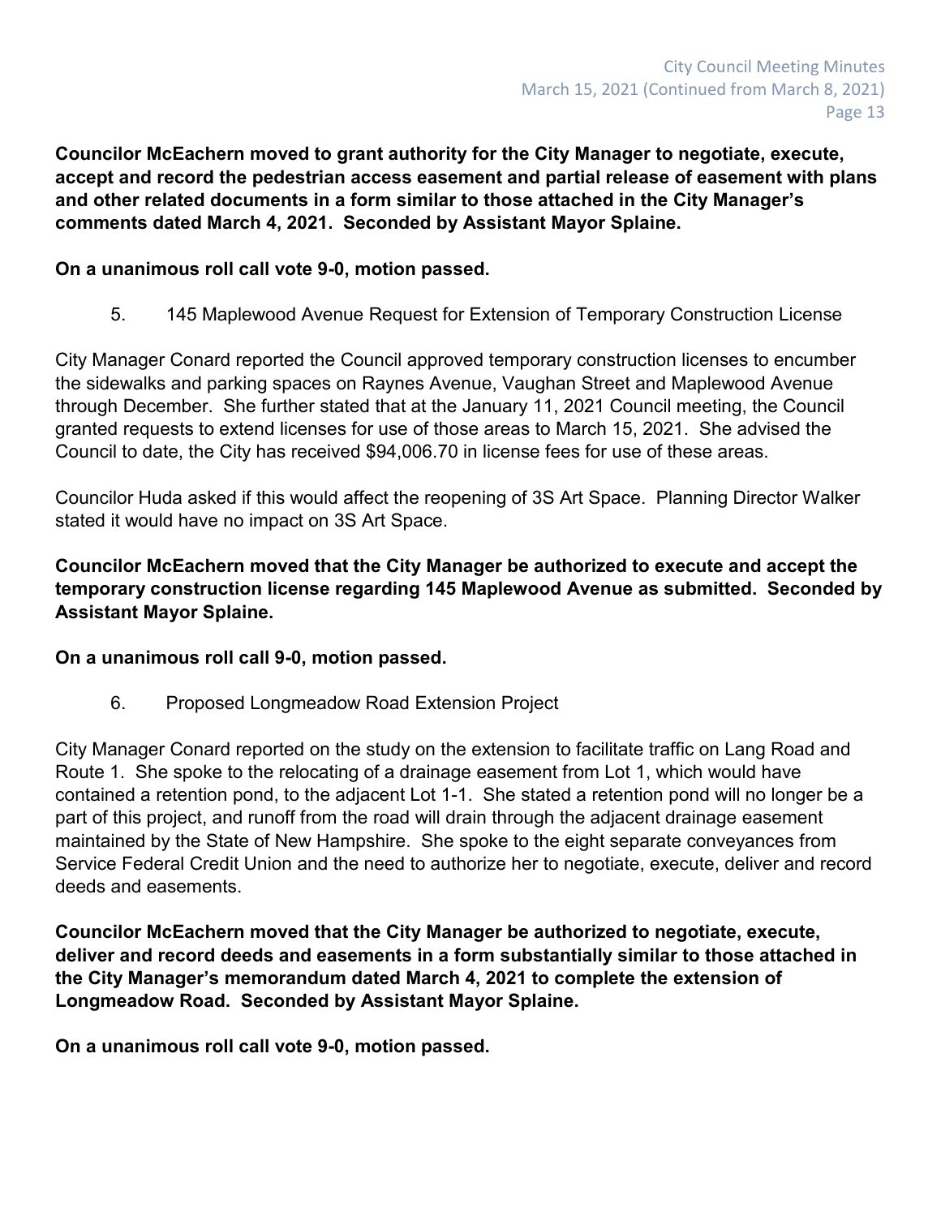**Councilor McEachern moved to grant authority for the City Manager to negotiate, execute, accept and record the pedestrian access easement and partial release of easement with plans and other related documents in a form similar to those attached in the City Manager's comments dated March 4, 2021. Seconded by Assistant Mayor Splaine.**

**On a unanimous roll call vote 9-0, motion passed.**

5. 145 Maplewood Avenue Request for Extension of Temporary Construction License

City Manager Conard reported the Council approved temporary construction licenses to encumber the sidewalks and parking spaces on Raynes Avenue, Vaughan Street and Maplewood Avenue through December. She further stated that at the January 11, 2021 Council meeting, the Council granted requests to extend licenses for use of those areas to March 15, 2021. She advised the Council to date, the City has received $94,006.70 in license fees for use of these areas.

Councilor Huda asked if this would affect the reopening of 3S Art Space. Planning Director Walker stated it would have no impact on 3S Art Space.

**Councilor McEachern moved that the City Manager be authorized to execute and accept the temporary construction license regarding 145 Maplewood Avenue as submitted. Seconded by Assistant Mayor Splaine.**

**On a unanimous roll call 9-0, motion passed.**

6. Proposed Longmeadow Road Extension Project

City Manager Conard reported on the study on the extension to facilitate traffic on Lang Road and Route 1. She spoke to the relocating of a drainage easement from Lot 1, which would have contained a retention pond, to the adjacent Lot 1-1. She stated a retention pond will no longer be a part of this project, and runoff from the road will drain through the adjacent drainage easement maintained by the State of New Hampshire. She spoke to the eight separate conveyances from Service Federal Credit Union and the need to authorize her to negotiate, execute, deliver and record deeds and easements.

**Councilor McEachern moved that the City Manager be authorized to negotiate, execute, deliver and record deeds and easements in a form substantially similar to those attached in the City Manager's memorandum dated March 4, 2021 to complete the extension of Longmeadow Road. Seconded by Assistant Mayor Splaine.**

**On a unanimous roll call vote 9-0, motion passed.**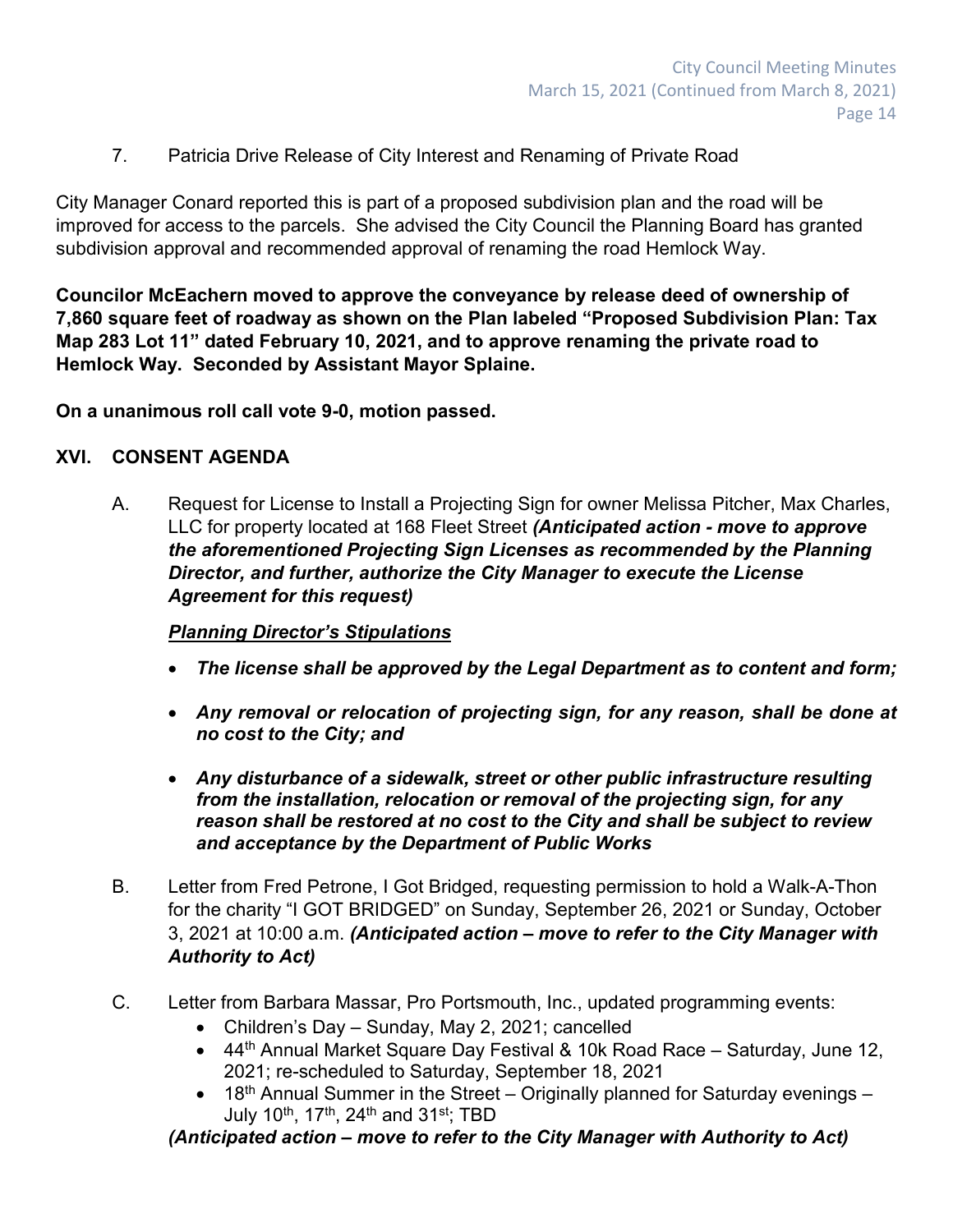7. Patricia Drive Release of City Interest and Renaming of Private Road

City Manager Conard reported this is part of a proposed subdivision plan and the road will be improved for access to the parcels. She advised the City Council the Planning Board has granted subdivision approval and recommended approval of renaming the road Hemlock Way.

**Councilor McEachern moved to approve the conveyance by release deed of ownership of 7,860 square feet of roadway as shown on the Plan labeled "Proposed Subdivision Plan: Tax Map 283 Lot 11" dated February 10, 2021, and to approve renaming the private road to Hemlock Way. Seconded by Assistant Mayor Splaine.**

**On a unanimous roll call vote 9-0, motion passed.**

## XVI. CONSENT AGENDA

A. Request for License to Install a Projecting Sign for owner Melissa Pitcher, Max Charles, LLC for property located at 168 Fleet Street ***(Anticipated action - move to approve the aforementioned Projecting Sign Licenses as recommended by the Planning Director, and further, authorize the City Manager to execute the License Agreement for this request)***

***Planning Director's Stipulations***

- ***The license shall be approved by the Legal Department as to content and form;***
- ***Any removal or relocation of projecting sign, for any reason, shall be done at no cost to the City; and***
- ***Any disturbance of a sidewalk, street or other public infrastructure resulting from the installation, relocation or removal of the projecting sign, for any reason shall be restored at no cost to the City and shall be subject to review and acceptance by the Department of Public Works***

B. Letter from Fred Petrone, I Got Bridged, requesting permission to hold a Walk-A-Thon for the charity "I GOT BRIDGED" on Sunday, September 26, 2021 or Sunday, October 3, 2021 at 10:00 a.m. ***(Anticipated action – move to refer to the City Manager with Authority to Act)***

C. Letter from Barbara Massar, Pro Portsmouth, Inc., updated programming events:
- Children's Day – Sunday, May 2, 2021; cancelled
- 44th Annual Market Square Day Festival & 10k Road Race – Saturday, June 12, 2021; re-scheduled to Saturday, September 18, 2021
- 18th Annual Summer in the Street – Originally planned for Saturday evenings – July 10th, 17th, 24th and 31st; TBD

***(Anticipated action – move to refer to the City Manager with Authority to Act)***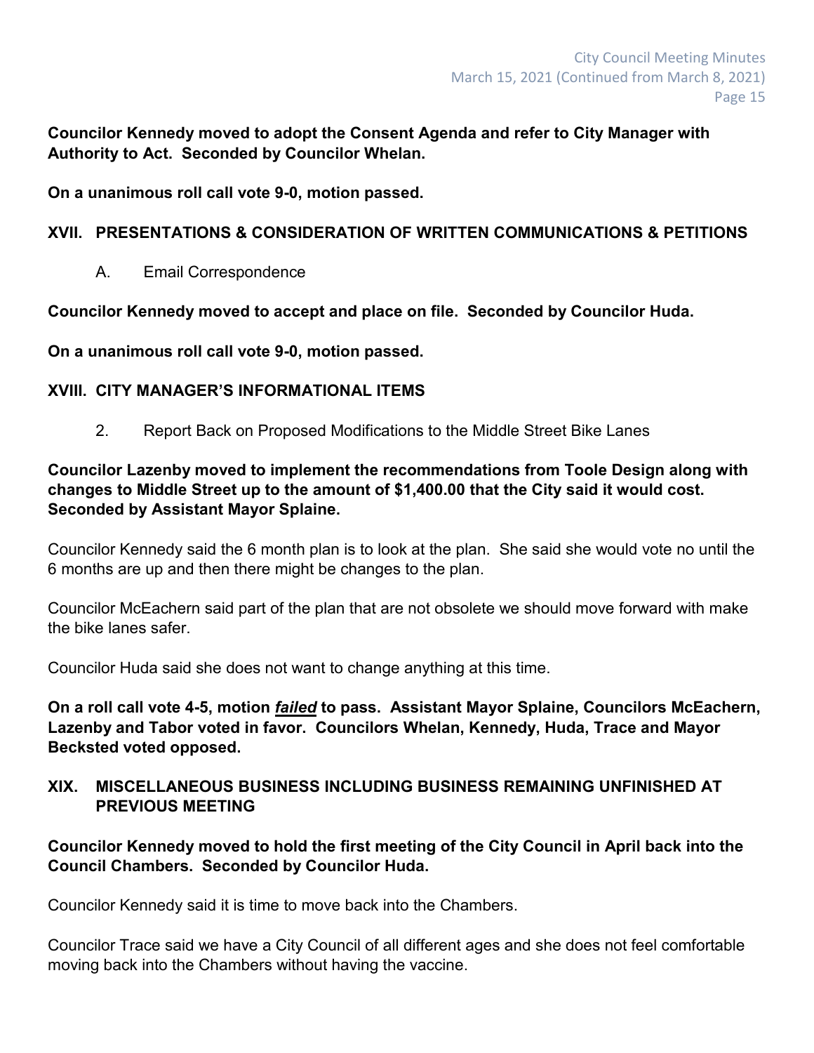**Councilor Kennedy moved to adopt the Consent Agenda and refer to City Manager with Authority to Act. Seconded by Councilor Whelan.**

**On a unanimous roll call vote 9-0, motion passed.**

## XVII. PRESENTATIONS & CONSIDERATION OF WRITTEN COMMUNICATIONS & PETITIONS

A. Email Correspondence

**Councilor Kennedy moved to accept and place on file. Seconded by Councilor Huda.**

**On a unanimous roll call vote 9-0, motion passed.**

## XVIII. CITY MANAGER'S INFORMATIONAL ITEMS

2. Report Back on Proposed Modifications to the Middle Street Bike Lanes

**Councilor Lazenby moved to implement the recommendations from Toole Design along with changes to Middle Street up to the amount of $1,400.00 that the City said it would cost. Seconded by Assistant Mayor Splaine.**

Councilor Kennedy said the 6 month plan is to look at the plan. She said she would vote no until the 6 months are up and then there might be changes to the plan.

Councilor McEachern said part of the plan that are not obsolete we should move forward with make the bike lanes safer.

Councilor Huda said she does not want to change anything at this time.

**On a roll call vote 4-5, motion *failed* to pass. Assistant Mayor Splaine, Councilors McEachern, Lazenby and Tabor voted in favor. Councilors Whelan, Kennedy, Huda, Trace and Mayor Becksted voted opposed.**

## XIX. MISCELLANEOUS BUSINESS INCLUDING BUSINESS REMAINING UNFINISHED AT PREVIOUS MEETING

**Councilor Kennedy moved to hold the first meeting of the City Council in April back into the Council Chambers. Seconded by Councilor Huda.**

Councilor Kennedy said it is time to move back into the Chambers.

Councilor Trace said we have a City Council of all different ages and she does not feel comfortable moving back into the Chambers without having the vaccine.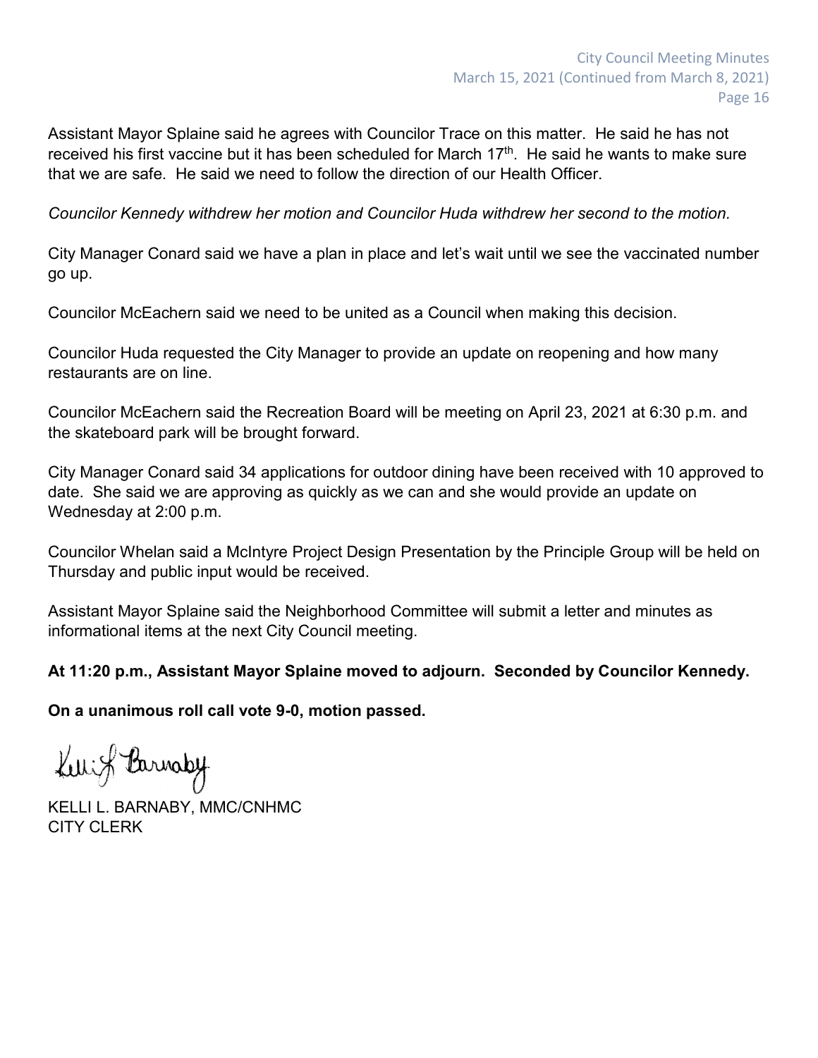Assistant Mayor Splaine said he agrees with Councilor Trace on this matter. He said he has not received his first vaccine but it has been scheduled for March 17th. He said he wants to make sure that we are safe. He said we need to follow the direction of our Health Officer.

*Councilor Kennedy withdrew her motion and Councilor Huda withdrew her second to the motion.*

City Manager Conard said we have a plan in place and let's wait until we see the vaccinated number go up.

Councilor McEachern said we need to be united as a Council when making this decision.

Councilor Huda requested the City Manager to provide an update on reopening and how many restaurants are on line.

Councilor McEachern said the Recreation Board will be meeting on April 23, 2021 at 6:30 p.m. and the skateboard park will be brought forward.

City Manager Conard said 34 applications for outdoor dining have been received with 10 approved to date. She said we are approving as quickly as we can and she would provide an update on Wednesday at 2:00 p.m.

Councilor Whelan said a McIntyre Project Design Presentation by the Principle Group will be held on Thursday and public input would be received.

Assistant Mayor Splaine said the Neighborhood Committee will submit a letter and minutes as informational items at the next City Council meeting.

**At 11:20 p.m., Assistant Mayor Splaine moved to adjourn. Seconded by Councilor Kennedy.**

**On a unanimous roll call vote 9-0, motion passed.**

Kelli L. Barnaby

KELLI L. BARNABY, MMC/CNHMC
CITY CLERK